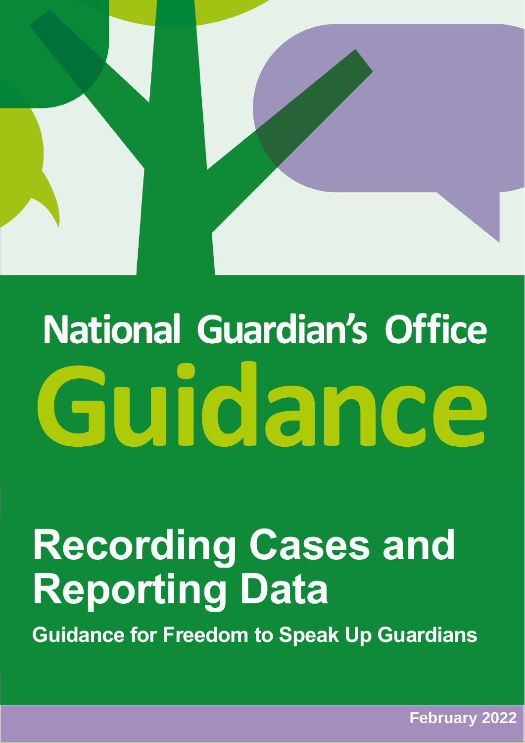# National Guardian's Office

# Guidance

## Recording Cases and Reporting Data

**Guidance for Freedom to Speak Up Guardians**

February 2022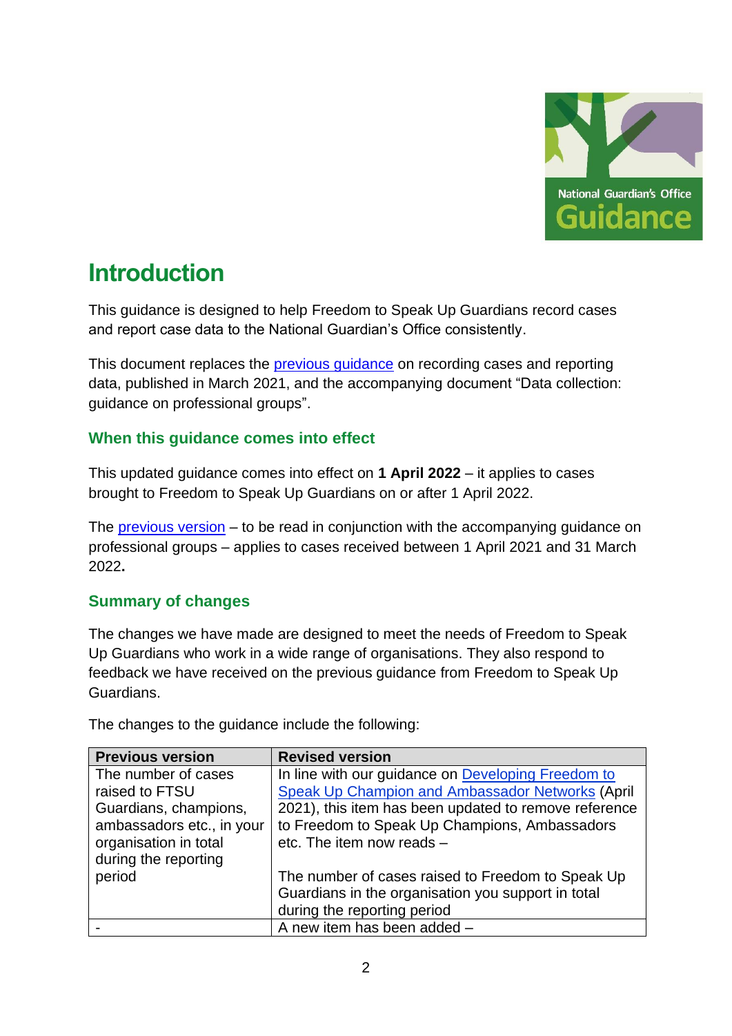National Guardian's Office Guidance

# Introduction

This guidance is designed to help Freedom to Speak Up Guardians record cases and report case data to the National Guardian's Office consistently.

This document replaces the previous guidance on recording cases and reporting data, published in March 2021, and the accompanying document "Data collection: guidance on professional groups".

## When this guidance comes into effect

This updated guidance comes into effect on **1 April 2022** – it applies to cases brought to Freedom to Speak Up Guardians on or after 1 April 2022.

The previous version – to be read in conjunction with the accompanying guidance on professional groups – applies to cases received between 1 April 2021 and 31 March 2022**.**

## Summary of changes

The changes we have made are designed to meet the needs of Freedom to Speak Up Guardians who work in a wide range of organisations. They also respond to feedback we have received on the previous guidance from Freedom to Speak Up Guardians.

The changes to the guidance include the following:

| Previous version | Revised version |
|---|---|
| The number of cases raised to FTSU Guardians, champions, ambassadors etc., in your organisation in total during the reporting period | In line with our guidance on Developing Freedom to Speak Up Champion and Ambassador Networks (April 2021), this item has been updated to remove reference to Freedom to Speak Up Champions, Ambassadors etc. The item now reads –<br><br>The number of cases raised to Freedom to Speak Up Guardians in the organisation you support in total during the reporting period |
| - | A new item has been added – |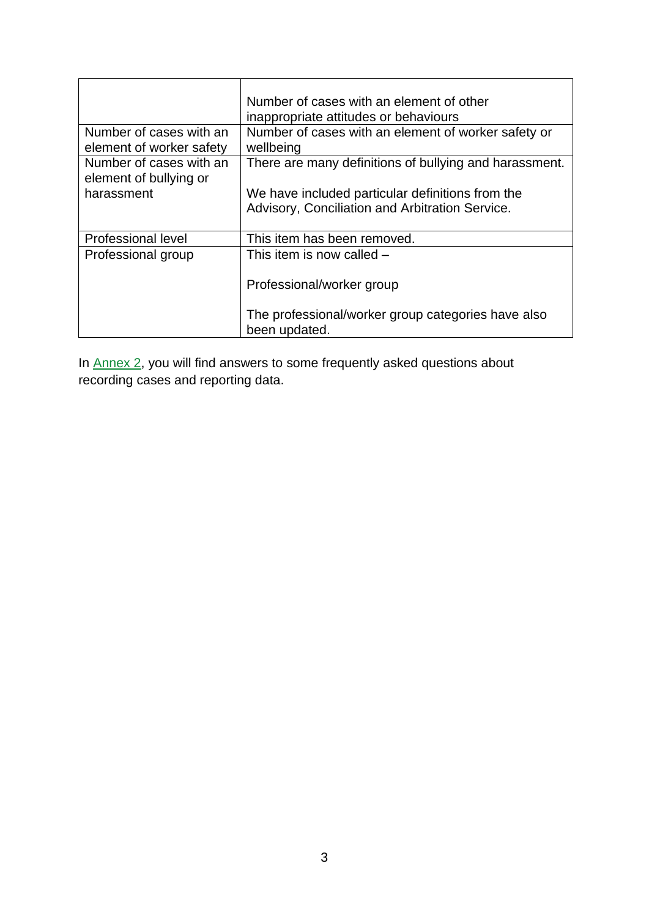| | |
|---|---|
| | Number of cases with an element of other inappropriate attitudes or behaviours |
| Number of cases with an element of worker safety | Number of cases with an element of worker safety or wellbeing |
| Number of cases with an element of bullying or harassment | There are many definitions of bullying and harassment.<br><br>We have included particular definitions from the Advisory, Conciliation and Arbitration Service. |
| Professional level | This item has been removed. |
| Professional group | This item is now called –<br><br>Professional/worker group<br><br>The professional/worker group categories have also been updated. |

In Annex 2, you will find answers to some frequently asked questions about recording cases and reporting data.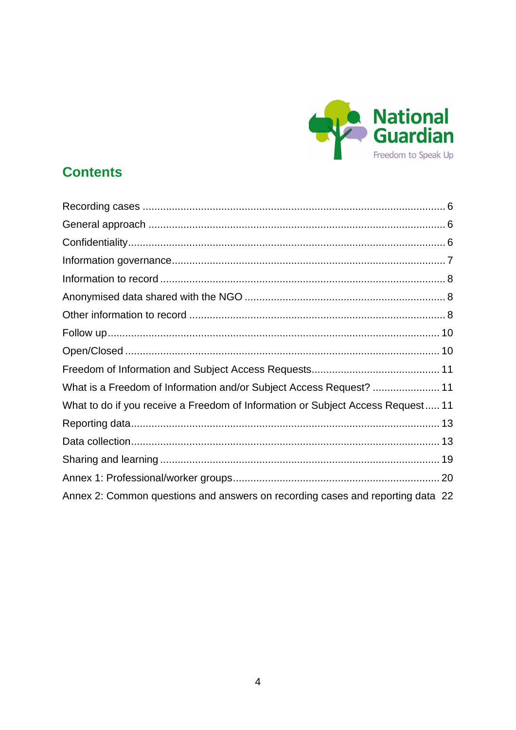## Contents

Recording cases ........................................................................................................ 6
General approach ...................................................................................................... 6
Confidentiality............................................................................................................. 6
Information governance.............................................................................................. 7
Information to record .................................................................................................. 8
Anonymised data shared with the NGO ...................................................................... 8
Other information to record ......................................................................................... 8
Follow up.................................................................................................................. 10
Open/Closed ............................................................................................................ 10
Freedom of Information and Subject Access Requests............................................ 11
What is a Freedom of Information and/or Subject Access Request? ....................... 11
What to do if you receive a Freedom of Information or Subject Access Request..... 11
Reporting data.......................................................................................................... 13
Data collection.......................................................................................................... 13
Sharing and learning ................................................................................................ 19
Annex 1: Professional/worker groups....................................................................... 20
Annex 2: Common questions and answers on recording cases and reporting data 22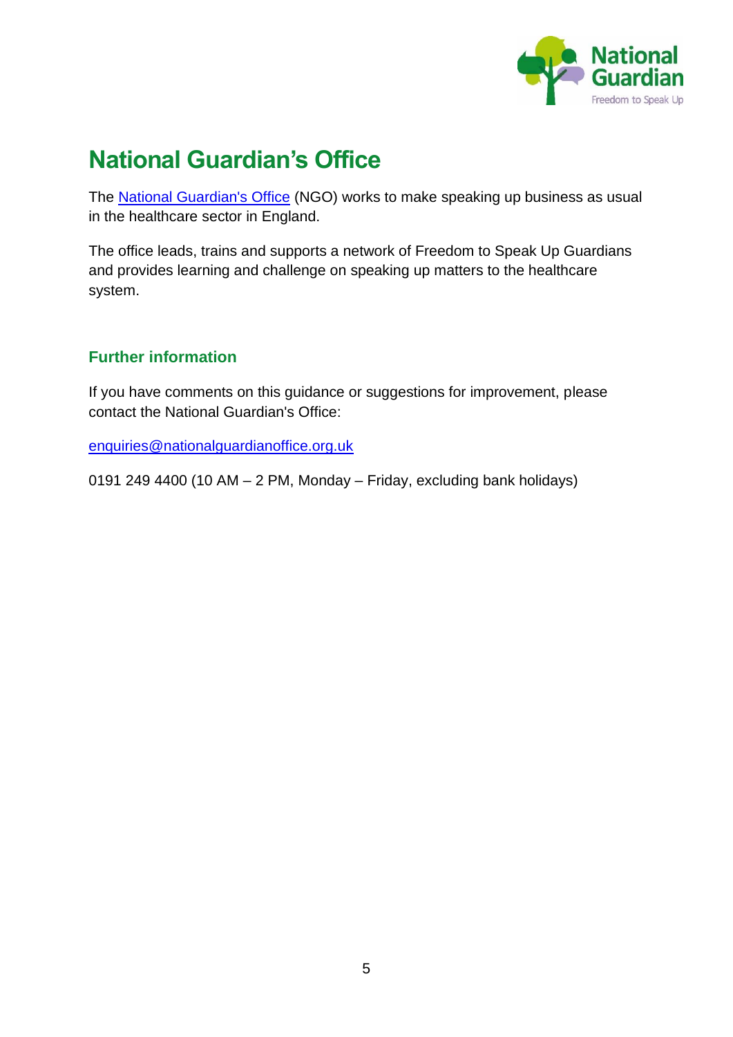# National Guardian's Office

The [National Guardian's Office](https://nationalguardian.org.uk) (NGO) works to make speaking up business as usual in the healthcare sector in England.

The office leads, trains and supports a network of Freedom to Speak Up Guardians and provides learning and challenge on speaking up matters to the healthcare system.

## Further information

If you have comments on this guidance or suggestions for improvement, please contact the National Guardian's Office:

[enquiries@nationalguardianoffice.org.uk](mailto:enquiries@nationalguardianoffice.org.uk)

0191 249 4400 (10 AM – 2 PM, Monday – Friday, excluding bank holidays)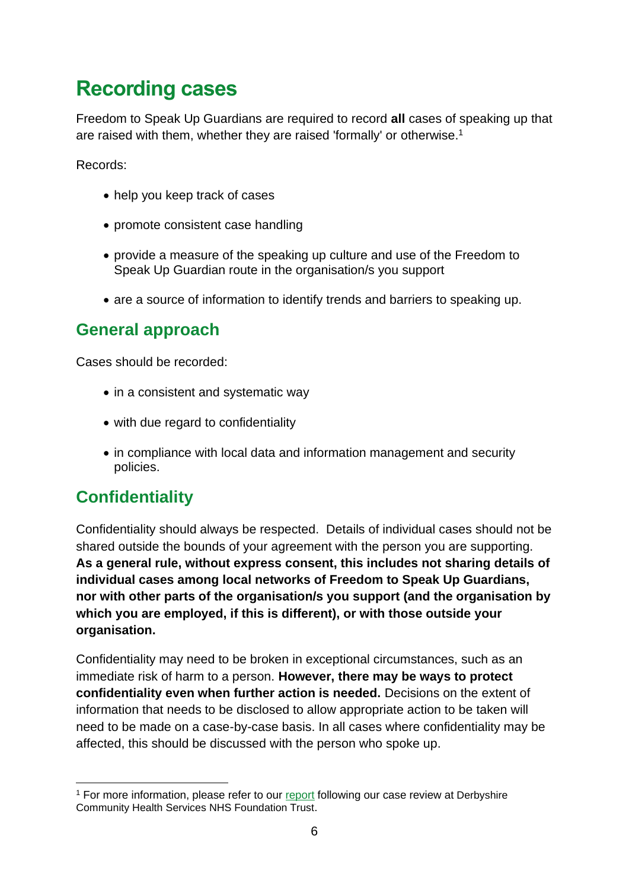# Recording cases

Freedom to Speak Up Guardians are required to record **all** cases of speaking up that are raised with them, whether they are raised 'formally' or otherwise.[1]

Records:

- help you keep track of cases
- promote consistent case handling
- provide a measure of the speaking up culture and use of the Freedom to Speak Up Guardian route in the organisation/s you support
- are a source of information to identify trends and barriers to speaking up.

## General approach

Cases should be recorded:

- in a consistent and systematic way
- with due regard to confidentiality
- in compliance with local data and information management and security policies.

## Confidentiality

Confidentiality should always be respected. Details of individual cases should not be shared outside the bounds of your agreement with the person you are supporting. **As a general rule, without express consent, this includes not sharing details of individual cases among local networks of Freedom to Speak Up Guardians, nor with other parts of the organisation/s you support (and the organisation by which you are employed, if this is different), or with those outside your organisation.**

Confidentiality may need to be broken in exceptional circumstances, such as an immediate risk of harm to a person. **However, there may be ways to protect confidentiality even when further action is needed.** Decisions on the extent of information that needs to be disclosed to allow appropriate action to be taken will need to be made on a case-by-case basis. In all cases where confidentiality may be affected, this should be discussed with the person who spoke up.

---

[1] For more information, please refer to our report following our case review at Derbyshire Community Health Services NHS Foundation Trust.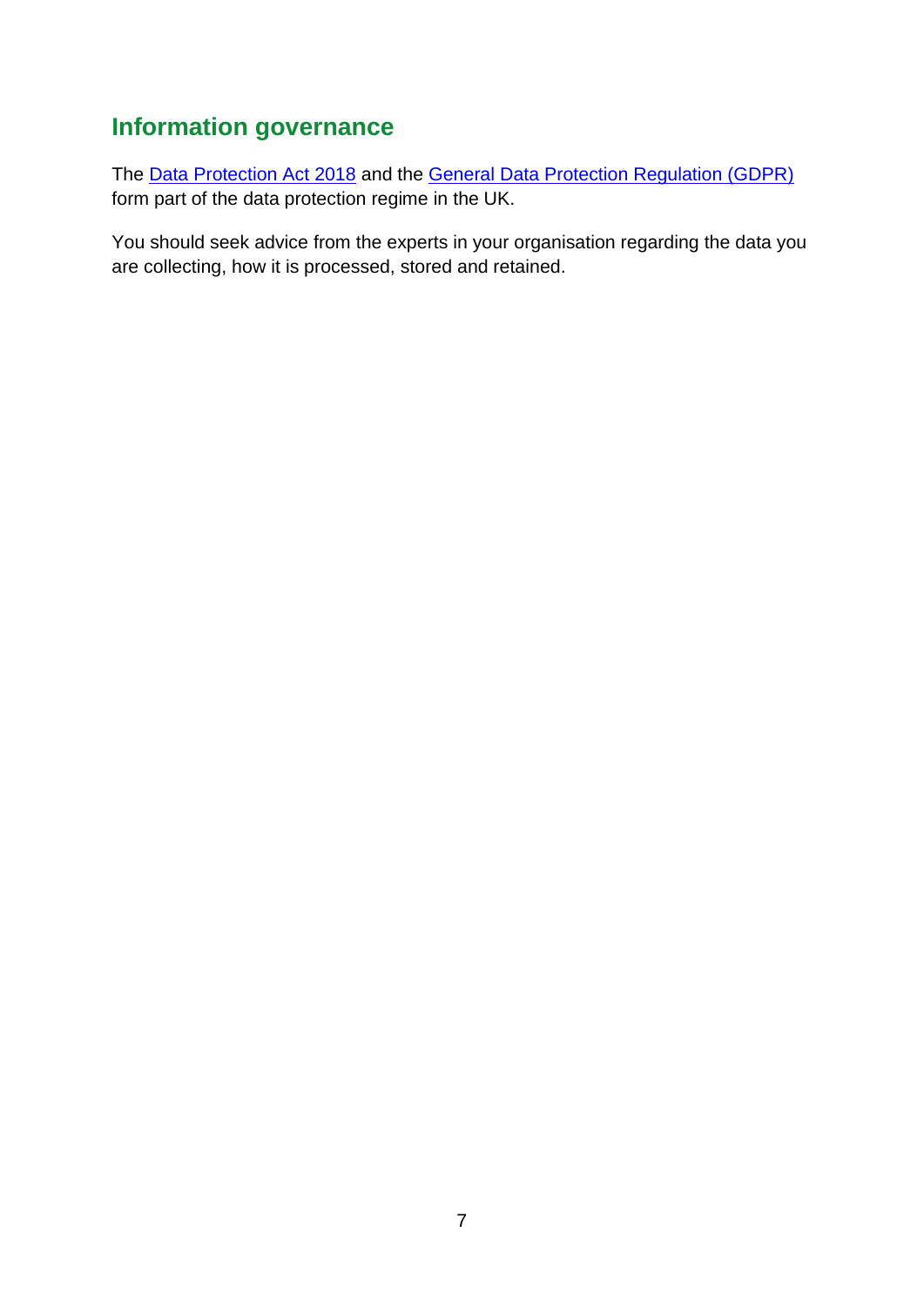## Information governance

The Data Protection Act 2018 and the General Data Protection Regulation (GDPR) form part of the data protection regime in the UK.

You should seek advice from the experts in your organisation regarding the data you are collecting, how it is processed, stored and retained.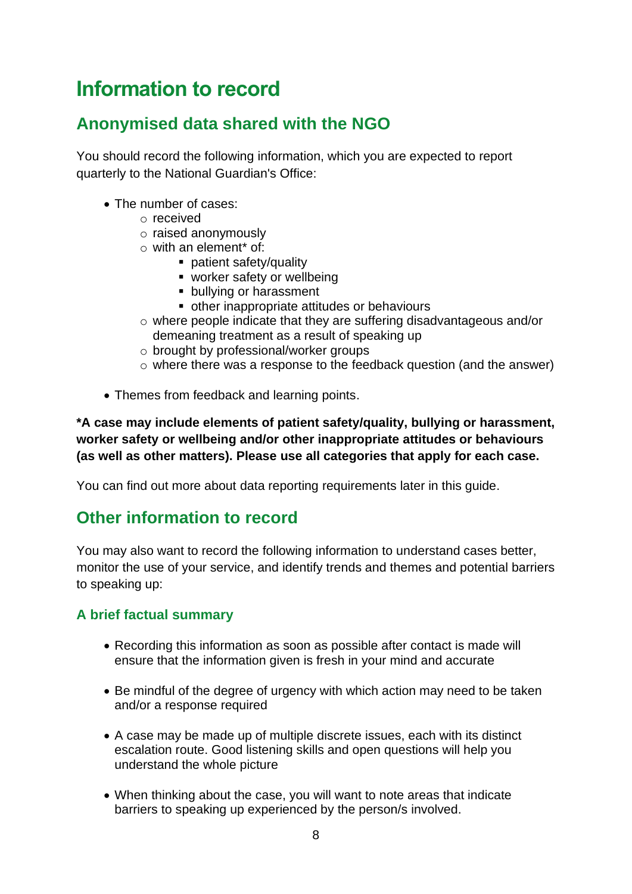# Information to record

## Anonymised data shared with the NGO

You should record the following information, which you are expected to report quarterly to the National Guardian's Office:

- The number of cases:
    - received
    - raised anonymously
    - with an element* of:
        - patient safety/quality
        - worker safety or wellbeing
        - bullying or harassment
        - other inappropriate attitudes or behaviours
    - where people indicate that they are suffering disadvantageous and/or demeaning treatment as a result of speaking up
    - brought by professional/worker groups
    - where there was a response to the feedback question (and the answer)

- Themes from feedback and learning points.

**\*A case may include elements of patient safety/quality, bullying or harassment, worker safety or wellbeing and/or other inappropriate attitudes or behaviours (as well as other matters). Please use all categories that apply for each case.**

You can find out more about data reporting requirements later in this guide.

## Other information to record

You may also want to record the following information to understand cases better, monitor the use of your service, and identify trends and themes and potential barriers to speaking up:

### A brief factual summary

- Recording this information as soon as possible after contact is made will ensure that the information given is fresh in your mind and accurate

- Be mindful of the degree of urgency with which action may need to be taken and/or a response required

- A case may be made up of multiple discrete issues, each with its distinct escalation route. Good listening skills and open questions will help you understand the whole picture

- When thinking about the case, you will want to note areas that indicate barriers to speaking up experienced by the person/s involved.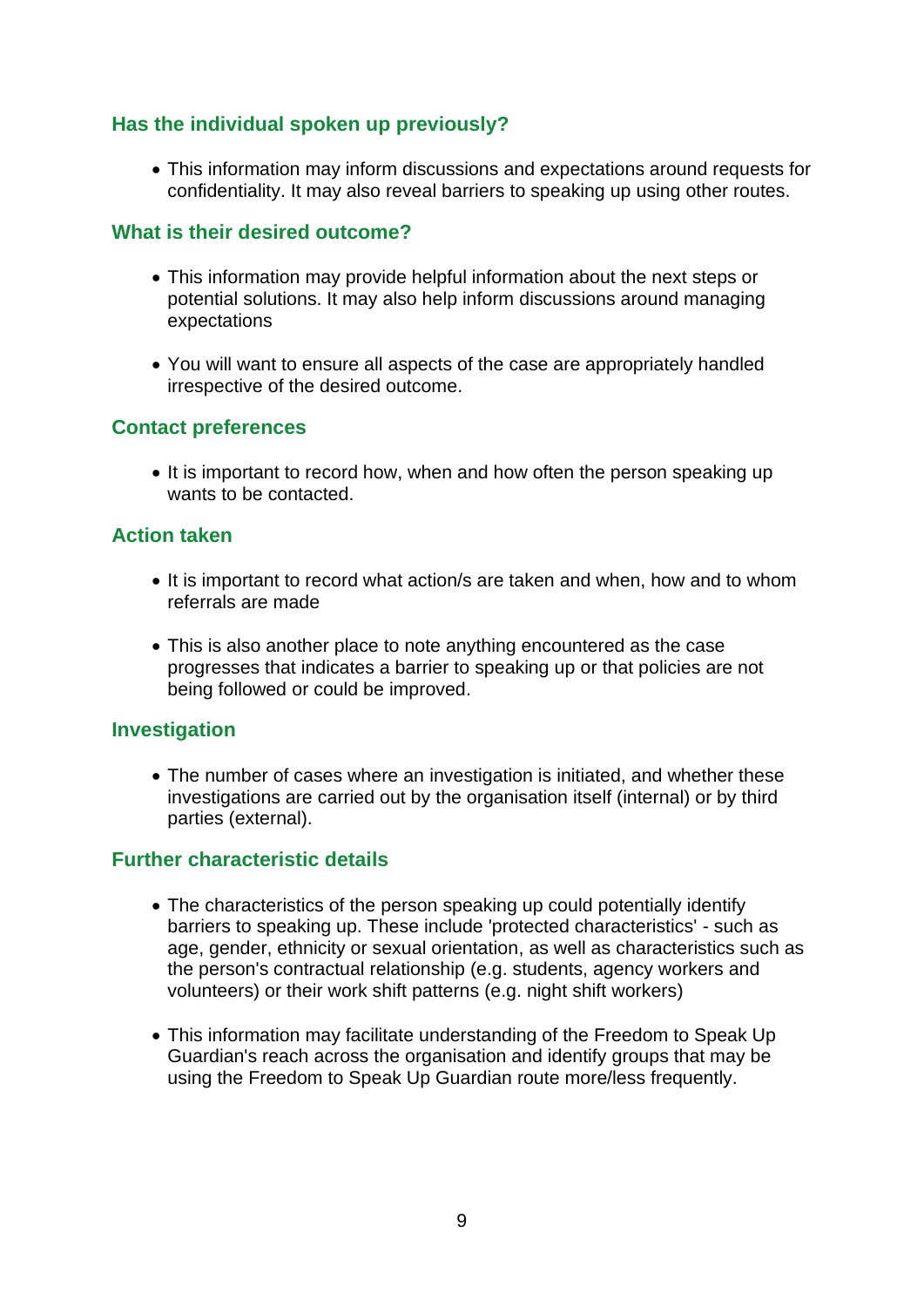### Has the individual spoken up previously?

- This information may inform discussions and expectations around requests for confidentiality. It may also reveal barriers to speaking up using other routes.

### What is their desired outcome?

- This information may provide helpful information about the next steps or potential solutions. It may also help inform discussions around managing expectations

- You will want to ensure all aspects of the case are appropriately handled irrespective of the desired outcome.

### Contact preferences

- It is important to record how, when and how often the person speaking up wants to be contacted.

### Action taken

- It is important to record what action/s are taken and when, how and to whom referrals are made

- This is also another place to note anything encountered as the case progresses that indicates a barrier to speaking up or that policies are not being followed or could be improved.

### Investigation

- The number of cases where an investigation is initiated, and whether these investigations are carried out by the organisation itself (internal) or by third parties (external).

### Further characteristic details

- The characteristics of the person speaking up could potentially identify barriers to speaking up. These include 'protected characteristics' - such as age, gender, ethnicity or sexual orientation, as well as characteristics such as the person's contractual relationship (e.g. students, agency workers and volunteers) or their work shift patterns (e.g. night shift workers)

- This information may facilitate understanding of the Freedom to Speak Up Guardian's reach across the organisation and identify groups that may be using the Freedom to Speak Up Guardian route more/less frequently.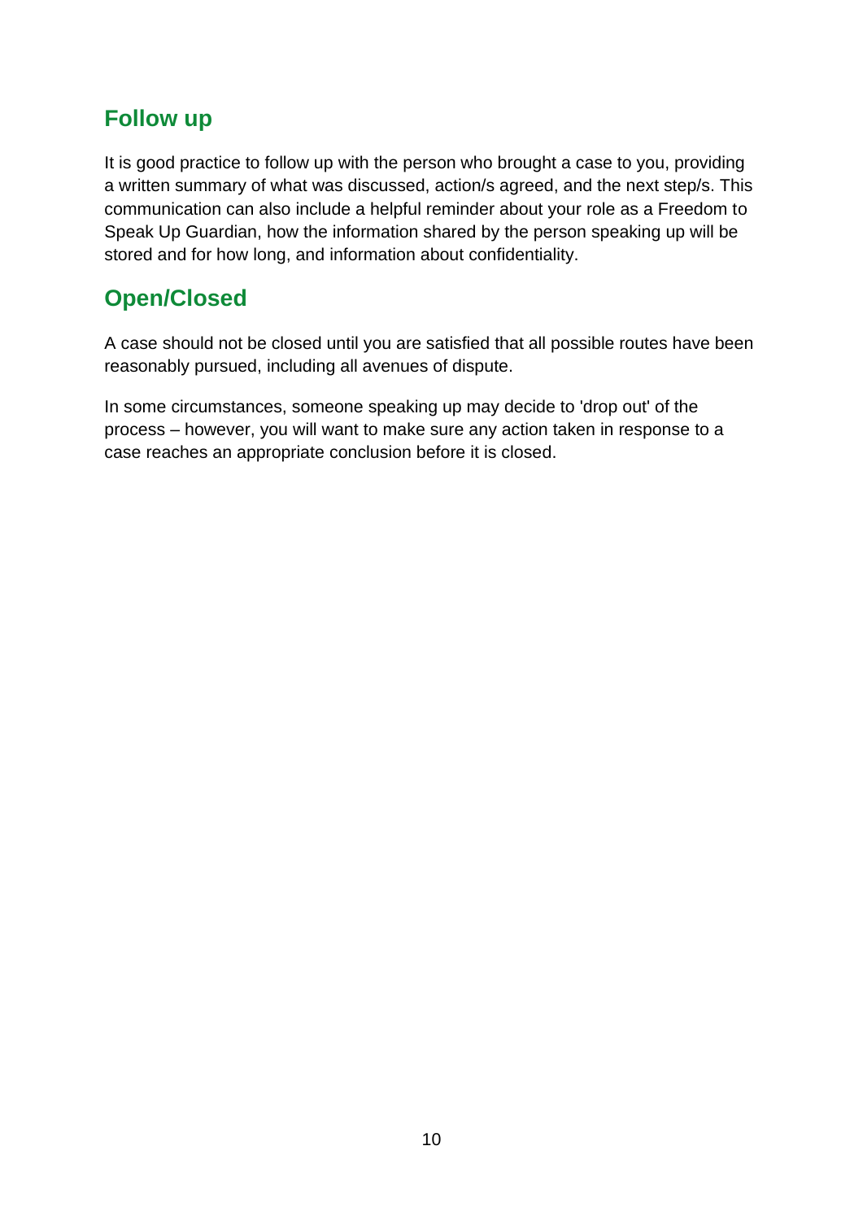## Follow up

It is good practice to follow up with the person who brought a case to you, providing a written summary of what was discussed, action/s agreed, and the next step/s. This communication can also include a helpful reminder about your role as a Freedom to Speak Up Guardian, how the information shared by the person speaking up will be stored and for how long, and information about confidentiality.

## Open/Closed

A case should not be closed until you are satisfied that all possible routes have been reasonably pursued, including all avenues of dispute.

In some circumstances, someone speaking up may decide to 'drop out' of the process – however, you will want to make sure any action taken in response to a case reaches an appropriate conclusion before it is closed.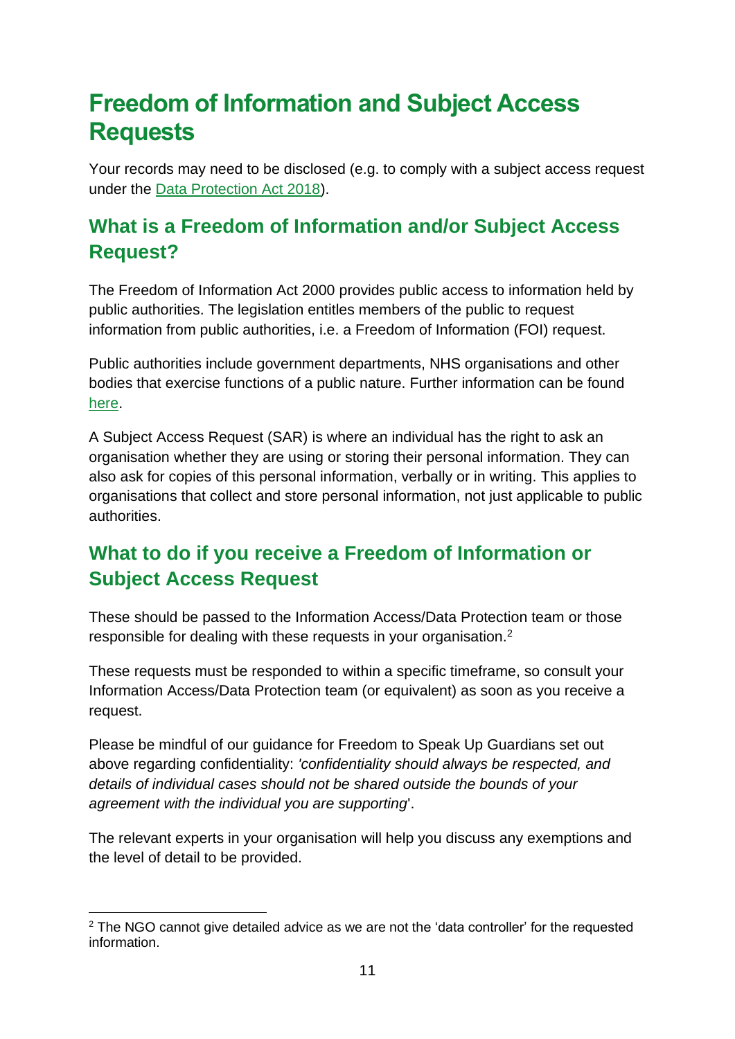# Freedom of Information and Subject Access Requests

Your records may need to be disclosed (e.g. to comply with a subject access request under the [Data Protection Act 2018](#)).

## What is a Freedom of Information and/or Subject Access Request?

The Freedom of Information Act 2000 provides public access to information held by public authorities. The legislation entitles members of the public to request information from public authorities, i.e. a Freedom of Information (FOI) request.

Public authorities include government departments, NHS organisations and other bodies that exercise functions of a public nature. Further information can be found [here](#).

A Subject Access Request (SAR) is where an individual has the right to ask an organisation whether they are using or storing their personal information. They can also ask for copies of this personal information, verbally or in writing. This applies to organisations that collect and store personal information, not just applicable to public authorities.

## What to do if you receive a Freedom of Information or Subject Access Request

These should be passed to the Information Access/Data Protection team or those responsible for dealing with these requests in your organisation.[2]

These requests must be responded to within a specific timeframe, so consult your Information Access/Data Protection team (or equivalent) as soon as you receive a request.

Please be mindful of our guidance for Freedom to Speak Up Guardians set out above regarding confidentiality: '*confidentiality should always be respected, and details of individual cases should not be shared outside the bounds of your agreement with the individual you are supporting*'.

The relevant experts in your organisation will help you discuss any exemptions and the level of detail to be provided.

---

[2] The NGO cannot give detailed advice as we are not the 'data controller' for the requested information.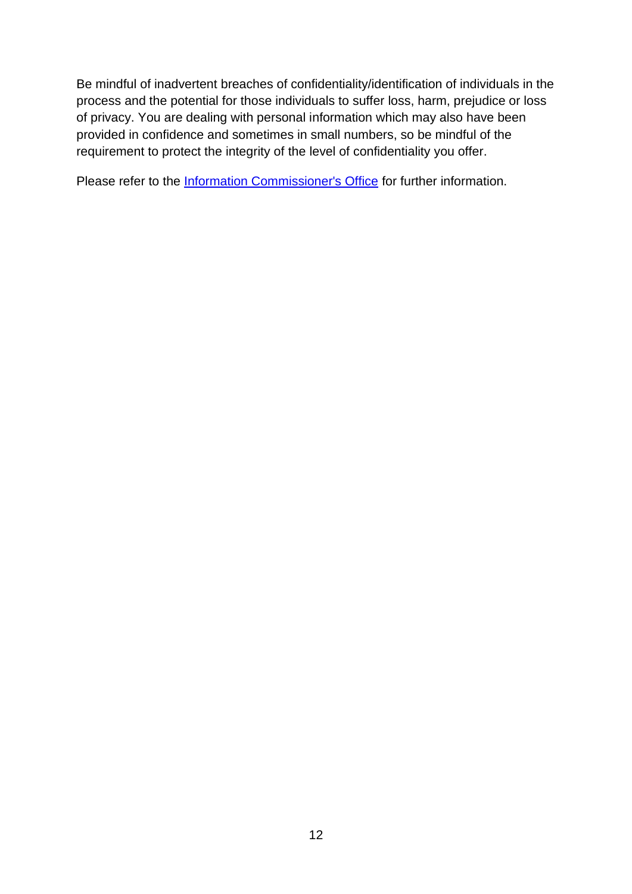Be mindful of inadvertent breaches of confidentiality/identification of individuals in the process and the potential for those individuals to suffer loss, harm, prejudice or loss of privacy. You are dealing with personal information which may also have been provided in confidence and sometimes in small numbers, so be mindful of the requirement to protect the integrity of the level of confidentiality you offer.

Please refer to the Information Commissioner's Office for further information.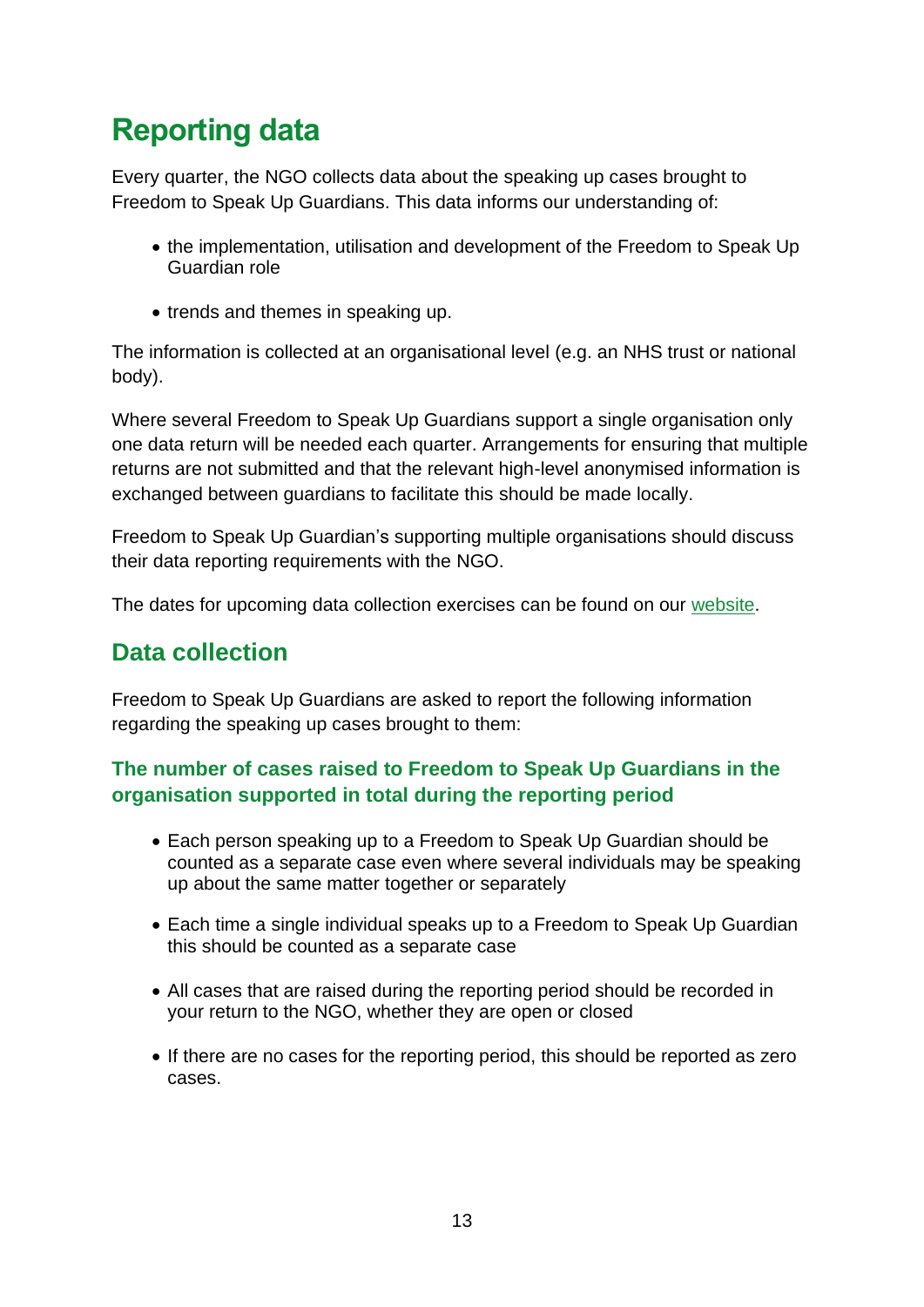# Reporting data

Every quarter, the NGO collects data about the speaking up cases brought to Freedom to Speak Up Guardians. This data informs our understanding of:

- the implementation, utilisation and development of the Freedom to Speak Up Guardian role
- trends and themes in speaking up.

The information is collected at an organisational level (e.g. an NHS trust or national body).

Where several Freedom to Speak Up Guardians support a single organisation only one data return will be needed each quarter. Arrangements for ensuring that multiple returns are not submitted and that the relevant high-level anonymised information is exchanged between guardians to facilitate this should be made locally.

Freedom to Speak Up Guardian's supporting multiple organisations should discuss their data reporting requirements with the NGO.

The dates for upcoming data collection exercises can be found on our website.

## Data collection

Freedom to Speak Up Guardians are asked to report the following information regarding the speaking up cases brought to them:

### The number of cases raised to Freedom to Speak Up Guardians in the organisation supported in total during the reporting period

- Each person speaking up to a Freedom to Speak Up Guardian should be counted as a separate case even where several individuals may be speaking up about the same matter together or separately
- Each time a single individual speaks up to a Freedom to Speak Up Guardian this should be counted as a separate case
- All cases that are raised during the reporting period should be recorded in your return to the NGO, whether they are open or closed
- If there are no cases for the reporting period, this should be reported as zero cases.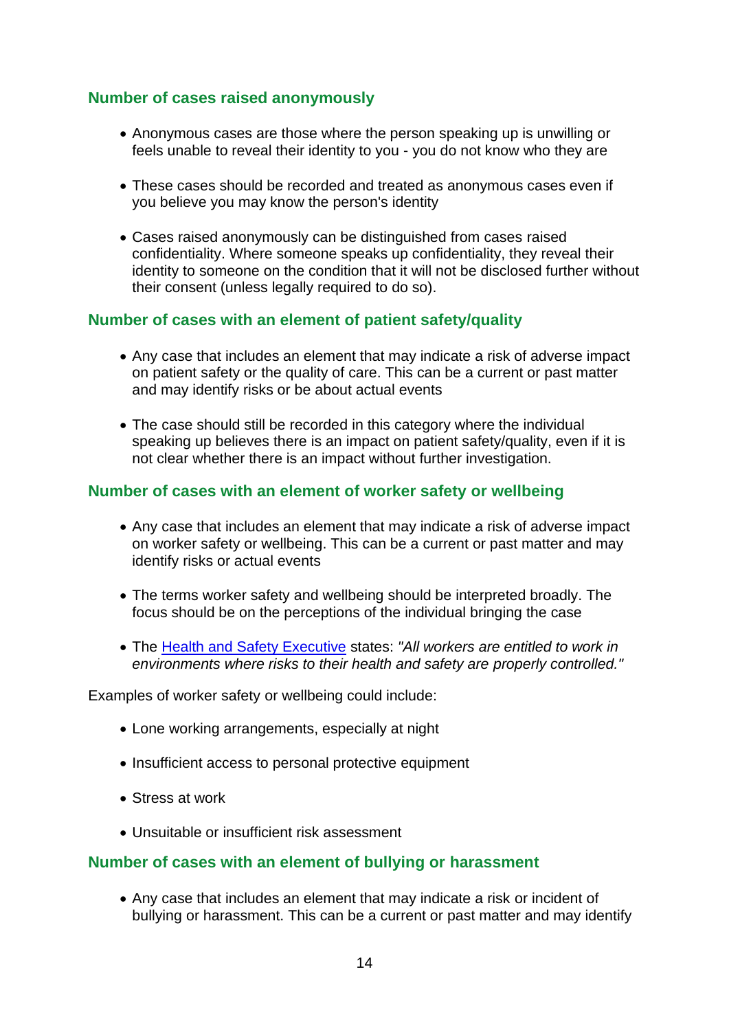### Number of cases raised anonymously

- Anonymous cases are those where the person speaking up is unwilling or feels unable to reveal their identity to you - you do not know who they are
- These cases should be recorded and treated as anonymous cases even if you believe you may know the person's identity
- Cases raised anonymously can be distinguished from cases raised confidentiality. Where someone speaks up confidentiality, they reveal their identity to someone on the condition that it will not be disclosed further without their consent (unless legally required to do so).

### Number of cases with an element of patient safety/quality

- Any case that includes an element that may indicate a risk of adverse impact on patient safety or the quality of care. This can be a current or past matter and may identify risks or be about actual events
- The case should still be recorded in this category where the individual speaking up believes there is an impact on patient safety/quality, even if it is not clear whether there is an impact without further investigation.

### Number of cases with an element of worker safety or wellbeing

- Any case that includes an element that may indicate a risk of adverse impact on worker safety or wellbeing. This can be a current or past matter and may identify risks or actual events
- The terms worker safety and wellbeing should be interpreted broadly. The focus should be on the perceptions of the individual bringing the case
- The Health and Safety Executive states: *"All workers are entitled to work in environments where risks to their health and safety are properly controlled."*

Examples of worker safety or wellbeing could include:

- Lone working arrangements, especially at night
- Insufficient access to personal protective equipment
- Stress at work
- Unsuitable or insufficient risk assessment

### Number of cases with an element of bullying or harassment

- Any case that includes an element that may indicate a risk or incident of bullying or harassment. This can be a current or past matter and may identify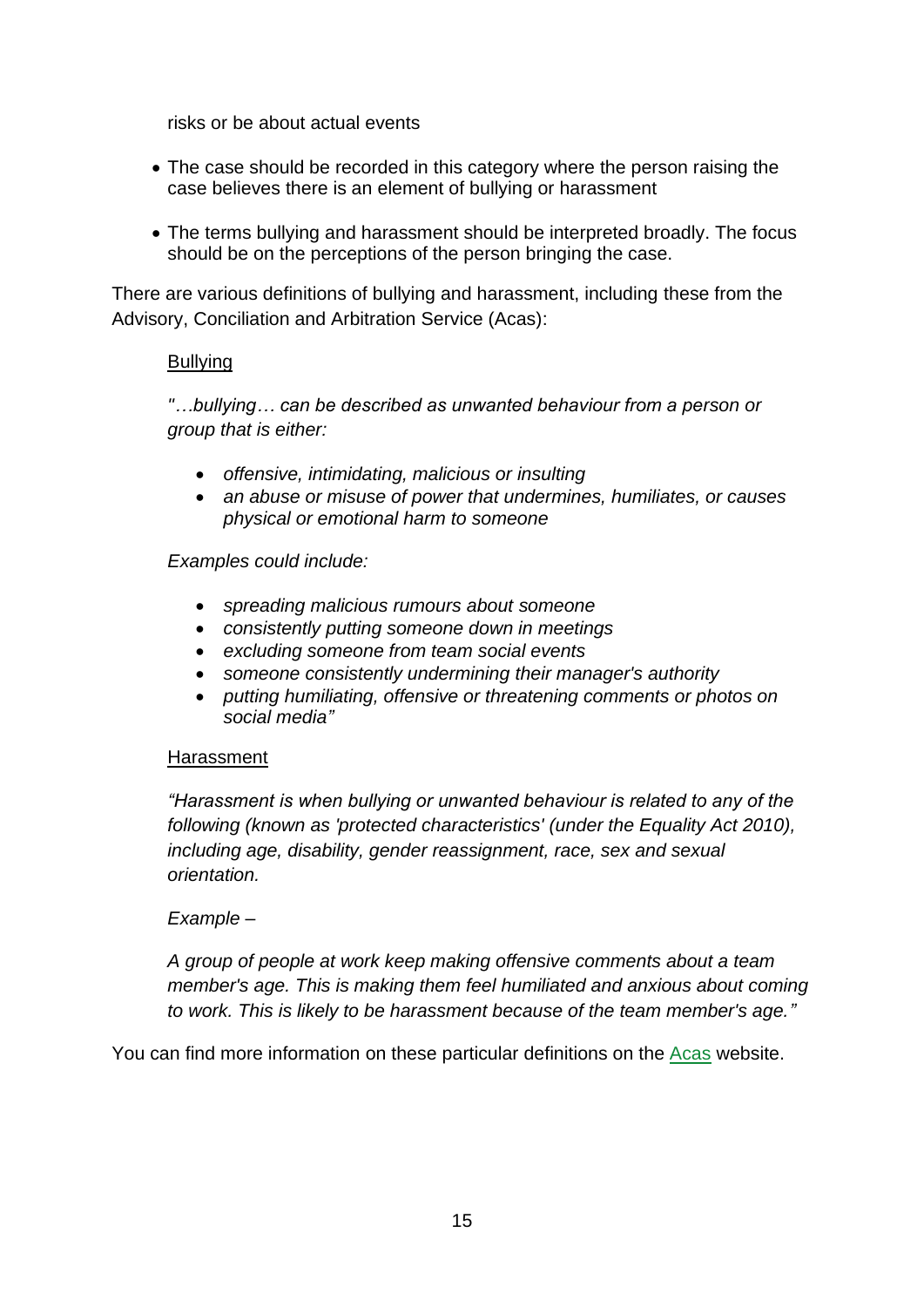risks or be about actual events

- The case should be recorded in this category where the person raising the case believes there is an element of bullying or harassment
- The terms bullying and harassment should be interpreted broadly. The focus should be on the perceptions of the person bringing the case.

There are various definitions of bullying and harassment, including these from the Advisory, Conciliation and Arbitration Service (Acas):

<u>Bullying</u>

*"…bullying… can be described as unwanted behaviour from a person or group that is either:*

- *offensive, intimidating, malicious or insulting*
- *an abuse or misuse of power that undermines, humiliates, or causes physical or emotional harm to someone*

*Examples could include:*

- *spreading malicious rumours about someone*
- *consistently putting someone down in meetings*
- *excluding someone from team social events*
- *someone consistently undermining their manager's authority*
- *putting humiliating, offensive or threatening comments or photos on social media"*

<u>Harassment</u>

*"Harassment is when bullying or unwanted behaviour is related to any of the following (known as 'protected characteristics' (under the Equality Act 2010), including age, disability, gender reassignment, race, sex and sexual orientation.*

*Example –*

*A group of people at work keep making offensive comments about a team member's age. This is making them feel humiliated and anxious about coming to work. This is likely to be harassment because of the team member's age."*

You can find more information on these particular definitions on the Acas website.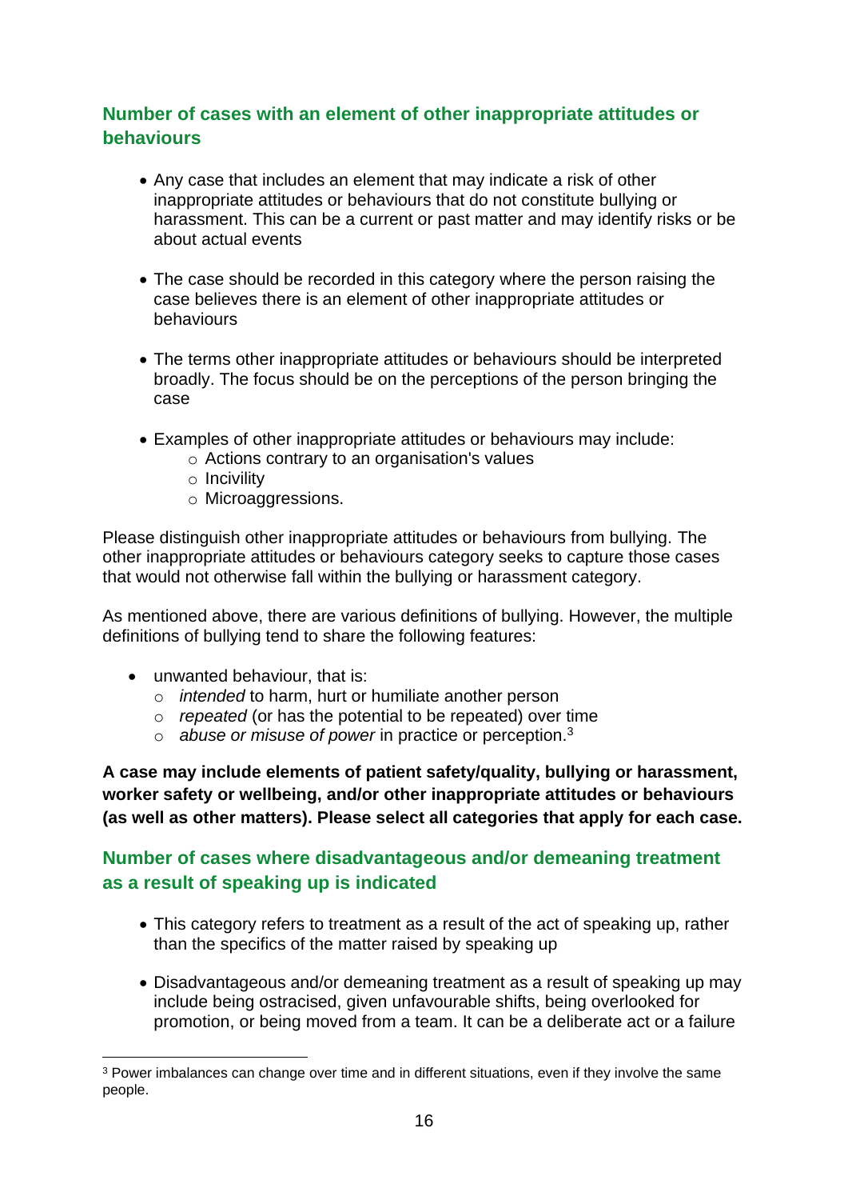## Number of cases with an element of other inappropriate attitudes or behaviours

- Any case that includes an element that may indicate a risk of other inappropriate attitudes or behaviours that do not constitute bullying or harassment. This can be a current or past matter and may identify risks or be about actual events
- The case should be recorded in this category where the person raising the case believes there is an element of other inappropriate attitudes or behaviours
- The terms other inappropriate attitudes or behaviours should be interpreted broadly. The focus should be on the perceptions of the person bringing the case
- Examples of other inappropriate attitudes or behaviours may include:
  - Actions contrary to an organisation's values
  - Incivility
  - Microaggressions.

Please distinguish other inappropriate attitudes or behaviours from bullying. The other inappropriate attitudes or behaviours category seeks to capture those cases that would not otherwise fall within the bullying or harassment category.

As mentioned above, there are various definitions of bullying. However, the multiple definitions of bullying tend to share the following features:

- unwanted behaviour, that is:
  - *intended* to harm, hurt or humiliate another person
  - *repeated* (or has the potential to be repeated) over time
  - *abuse or misuse of power* in practice or perception.[3]

**A case may include elements of patient safety/quality, bullying or harassment, worker safety or wellbeing, and/or other inappropriate attitudes or behaviours (as well as other matters). Please select all categories that apply for each case.**

## Number of cases where disadvantageous and/or demeaning treatment as a result of speaking up is indicated

- This category refers to treatment as a result of the act of speaking up, rather than the specifics of the matter raised by speaking up
- Disadvantageous and/or demeaning treatment as a result of speaking up may include being ostracised, given unfavourable shifts, being overlooked for promotion, or being moved from a team. It can be a deliberate act or a failure

[3] Power imbalances can change over time and in different situations, even if they involve the same people.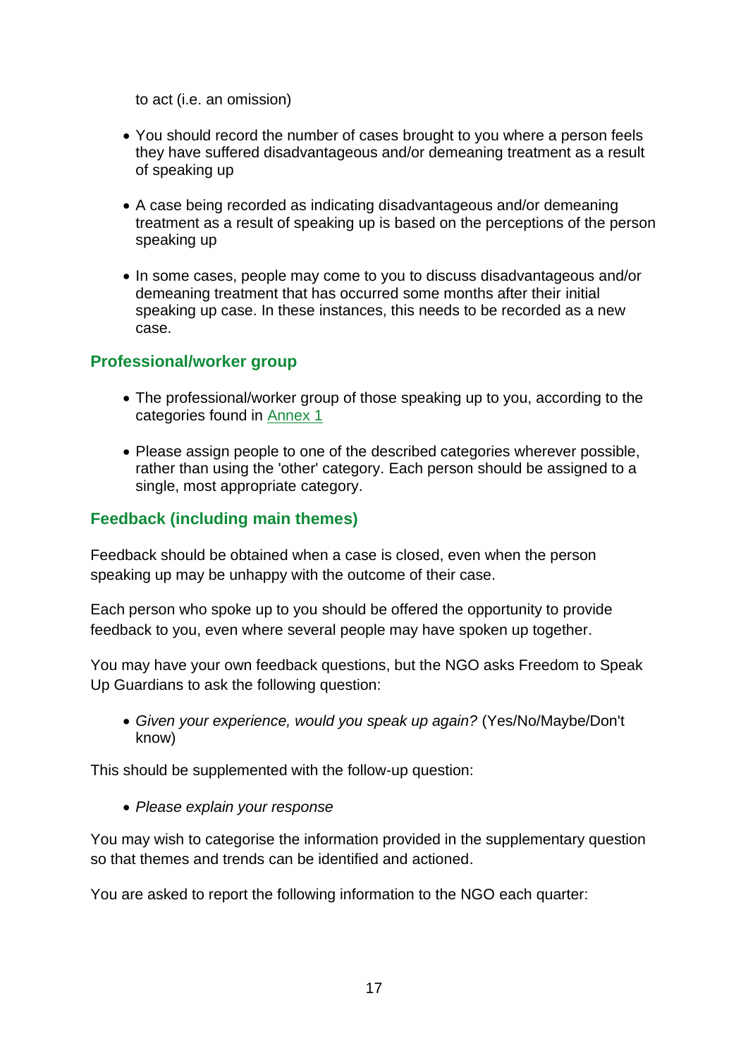to act (i.e. an omission)

- You should record the number of cases brought to you where a person feels they have suffered disadvantageous and/or demeaning treatment as a result of speaking up
- A case being recorded as indicating disadvantageous and/or demeaning treatment as a result of speaking up is based on the perceptions of the person speaking up
- In some cases, people may come to you to discuss disadvantageous and/or demeaning treatment that has occurred some months after their initial speaking up case. In these instances, this needs to be recorded as a new case.

### Professional/worker group

- The professional/worker group of those speaking up to you, according to the categories found in Annex 1
- Please assign people to one of the described categories wherever possible, rather than using the 'other' category. Each person should be assigned to a single, most appropriate category.

### Feedback (including main themes)

Feedback should be obtained when a case is closed, even when the person speaking up may be unhappy with the outcome of their case.

Each person who spoke up to you should be offered the opportunity to provide feedback to you, even where several people may have spoken up together.

You may have your own feedback questions, but the NGO asks Freedom to Speak Up Guardians to ask the following question:

- *Given your experience, would you speak up again?* (Yes/No/Maybe/Don't know)

This should be supplemented with the follow-up question:

- *Please explain your response*

You may wish to categorise the information provided in the supplementary question so that themes and trends can be identified and actioned.

You are asked to report the following information to the NGO each quarter: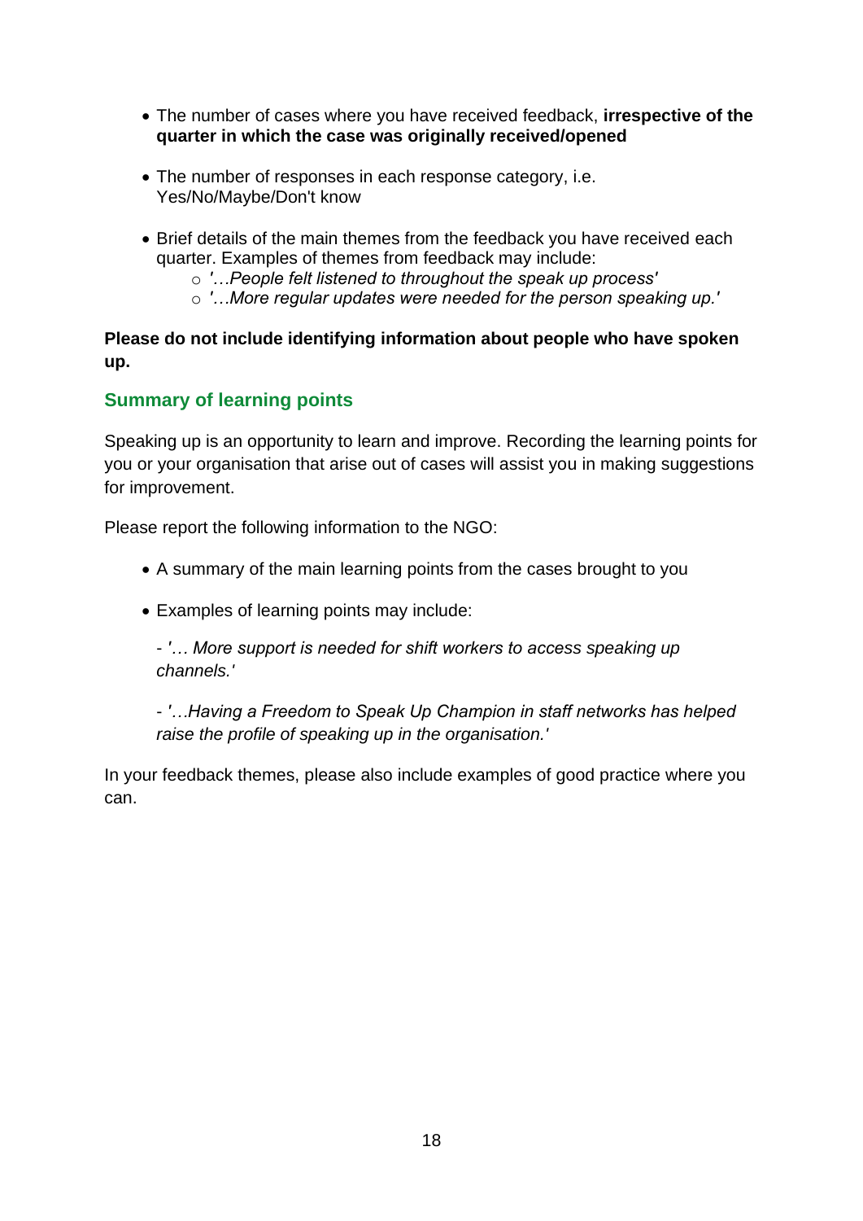- The number of cases where you have received feedback, **irrespective of the quarter in which the case was originally received/opened**

- The number of responses in each response category, i.e. Yes/No/Maybe/Don't know

- Brief details of the main themes from the feedback you have received each quarter. Examples of themes from feedback may include:
  - *'…People felt listened to throughout the speak up process'*
  - *'…More regular updates were needed for the person speaking up.'*

**Please do not include identifying information about people who have spoken up.**

## Summary of learning points

Speaking up is an opportunity to learn and improve. Recording the learning points for you or your organisation that arise out of cases will assist you in making suggestions for improvement.

Please report the following information to the NGO:

- A summary of the main learning points from the cases brought to you

- Examples of learning points may include:

  - *'… More support is needed for shift workers to access speaking up channels.'*

  - *'…Having a Freedom to Speak Up Champion in staff networks has helped raise the profile of speaking up in the organisation.'*

In your feedback themes, please also include examples of good practice where you can.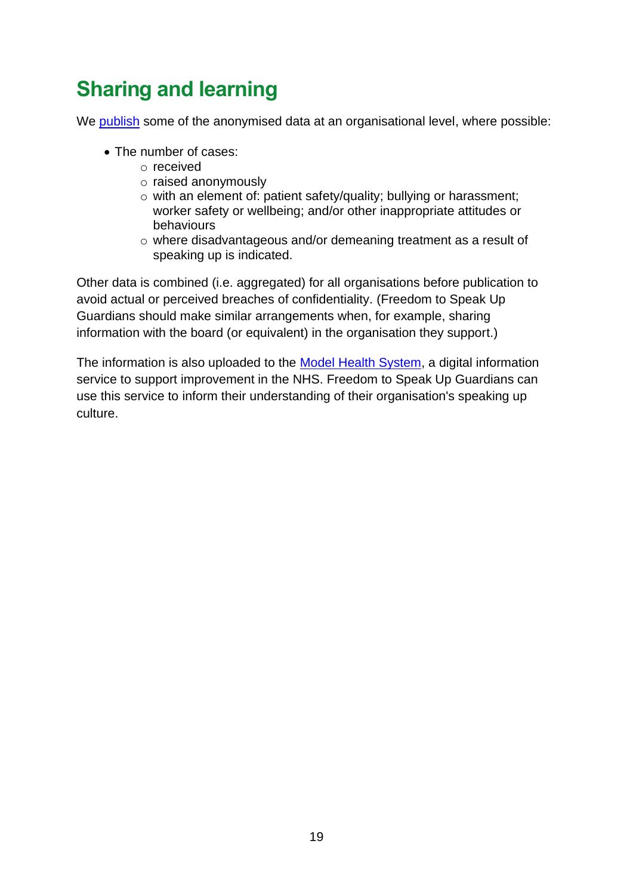## Sharing and learning

We publish some of the anonymised data at an organisational level, where possible:

- The number of cases:
  - received
  - raised anonymously
  - with an element of: patient safety/quality; bullying or harassment; worker safety or wellbeing; and/or other inappropriate attitudes or behaviours
  - where disadvantageous and/or demeaning treatment as a result of speaking up is indicated.

Other data is combined (i.e. aggregated) for all organisations before publication to avoid actual or perceived breaches of confidentiality. (Freedom to Speak Up Guardians should make similar arrangements when, for example, sharing information with the board (or equivalent) in the organisation they support.)

The information is also uploaded to the Model Health System, a digital information service to support improvement in the NHS. Freedom to Speak Up Guardians can use this service to inform their understanding of their organisation's speaking up culture.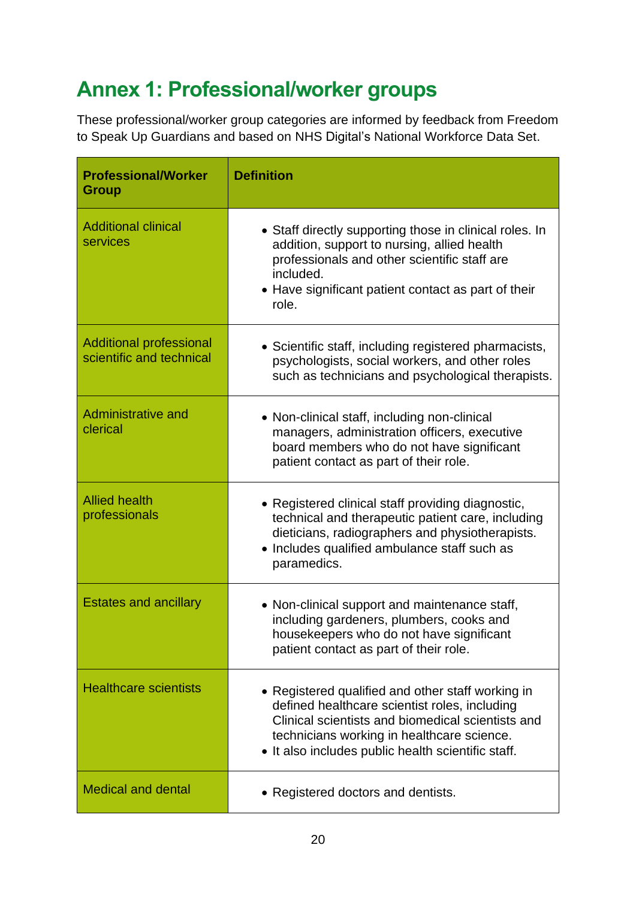# Annex 1: Professional/worker groups

These professional/worker group categories are informed by feedback from Freedom to Speak Up Guardians and based on NHS Digital's National Workforce Data Set.

| Professional/Worker Group | Definition |
| --- | --- |
| Additional clinical services | • Staff directly supporting those in clinical roles. In addition, support to nursing, allied health professionals and other scientific staff are included.<br>• Have significant patient contact as part of their role. |
| Additional professional scientific and technical | • Scientific staff, including registered pharmacists, psychologists, social workers, and other roles such as technicians and psychological therapists. |
| Administrative and clerical | • Non-clinical staff, including non-clinical managers, administration officers, executive board members who do not have significant patient contact as part of their role. |
| Allied health professionals | • Registered clinical staff providing diagnostic, technical and therapeutic patient care, including dieticians, radiographers and physiotherapists.<br>• Includes qualified ambulance staff such as paramedics. |
| Estates and ancillary | • Non-clinical support and maintenance staff, including gardeners, plumbers, cooks and housekeepers who do not have significant patient contact as part of their role. |
| Healthcare scientists | • Registered qualified and other staff working in defined healthcare scientist roles, including Clinical scientists and biomedical scientists and technicians working in healthcare science.<br>• It also includes public health scientific staff. |
| Medical and dental | • Registered doctors and dentists. |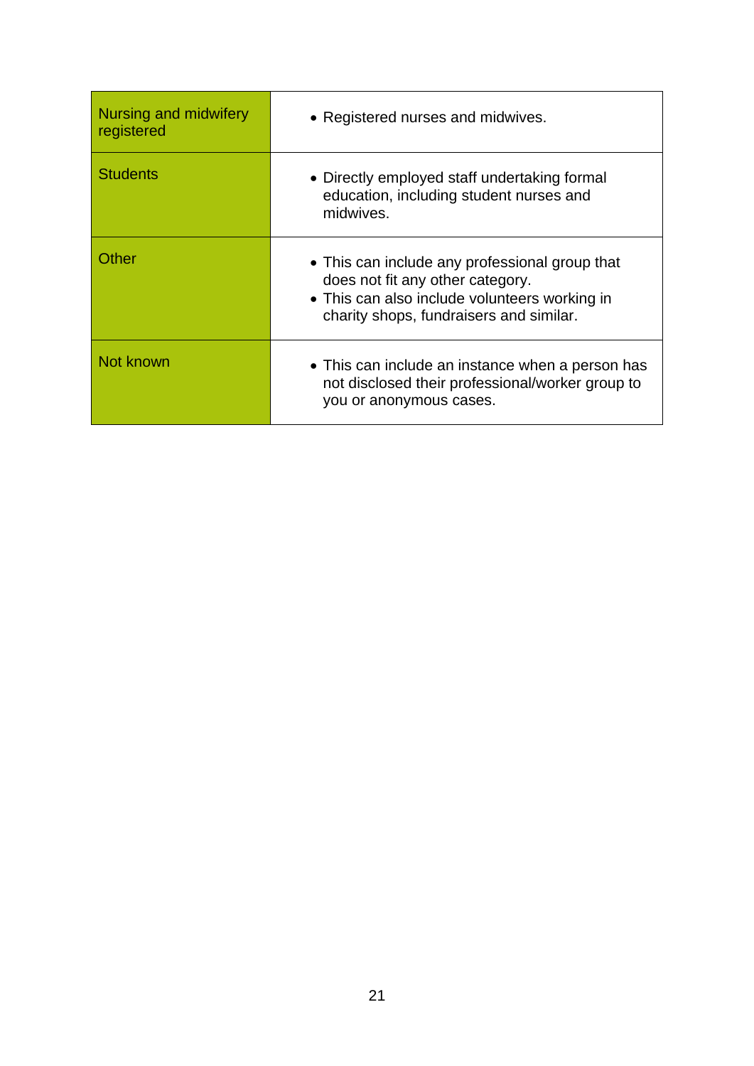| | |
|---|---|
| Nursing and midwifery registered | • Registered nurses and midwives. |
| Students | • Directly employed staff undertaking formal education, including student nurses and midwives. |
| Other | • This can include any professional group that does not fit any other category.<br>• This can also include volunteers working in charity shops, fundraisers and similar. |
| Not known | • This can include an instance when a person has not disclosed their professional/worker group to you or anonymous cases. |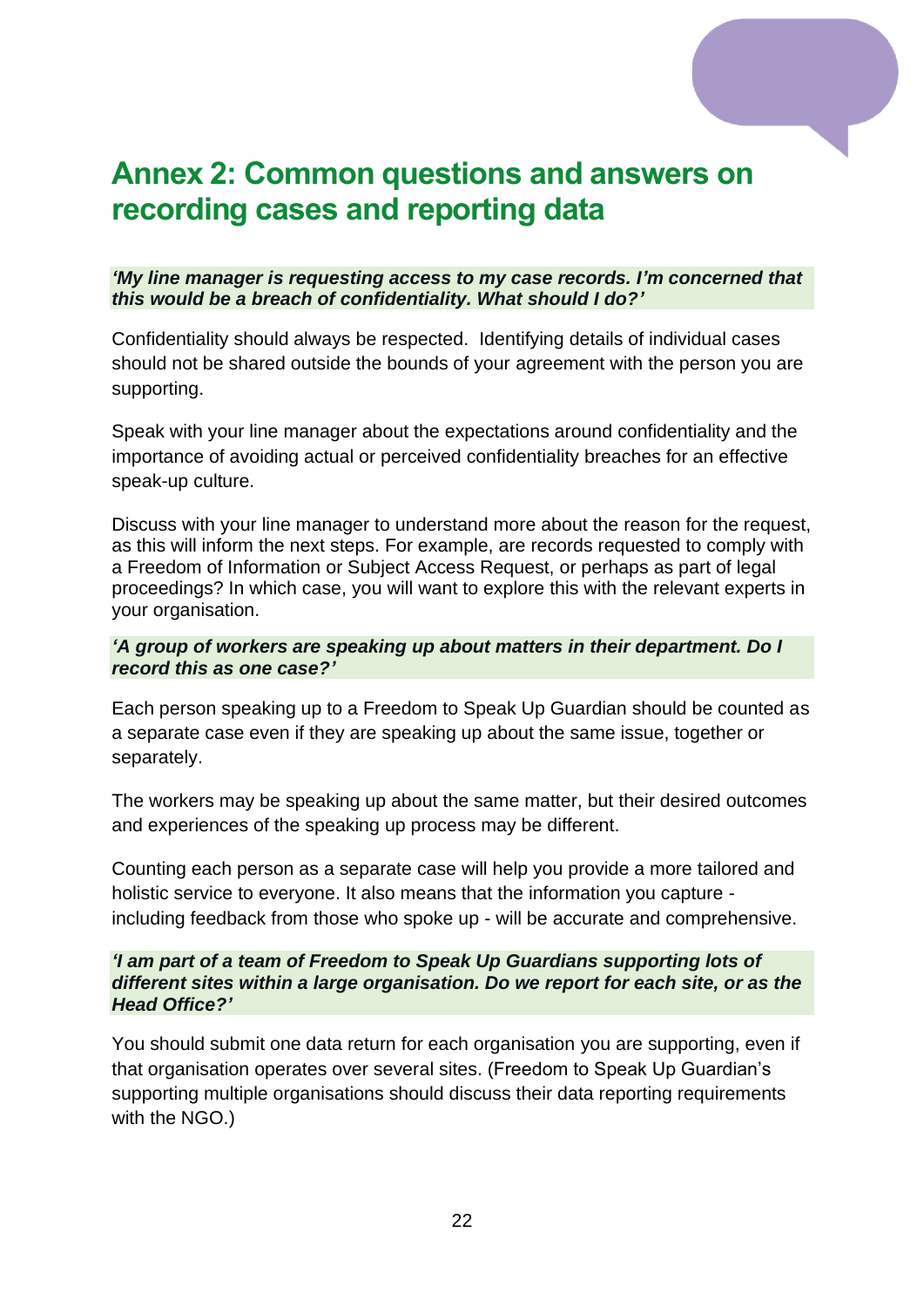# Annex 2: Common questions and answers on recording cases and reporting data

***'My line manager is requesting access to my case records. I'm concerned that this would be a breach of confidentiality. What should I do?'***

Confidentiality should always be respected. Identifying details of individual cases should not be shared outside the bounds of your agreement with the person you are supporting.

Speak with your line manager about the expectations around confidentiality and the importance of avoiding actual or perceived confidentiality breaches for an effective speak-up culture.

Discuss with your line manager to understand more about the reason for the request, as this will inform the next steps. For example, are records requested to comply with a Freedom of Information or Subject Access Request, or perhaps as part of legal proceedings? In which case, you will want to explore this with the relevant experts in your organisation.

***'A group of workers are speaking up about matters in their department. Do I record this as one case?'***

Each person speaking up to a Freedom to Speak Up Guardian should be counted as a separate case even if they are speaking up about the same issue, together or separately.

The workers may be speaking up about the same matter, but their desired outcomes and experiences of the speaking up process may be different.

Counting each person as a separate case will help you provide a more tailored and holistic service to everyone. It also means that the information you capture - including feedback from those who spoke up - will be accurate and comprehensive.

***'I am part of a team of Freedom to Speak Up Guardians supporting lots of different sites within a large organisation. Do we report for each site, or as the Head Office?'***

You should submit one data return for each organisation you are supporting, even if that organisation operates over several sites. (Freedom to Speak Up Guardian's supporting multiple organisations should discuss their data reporting requirements with the NGO.)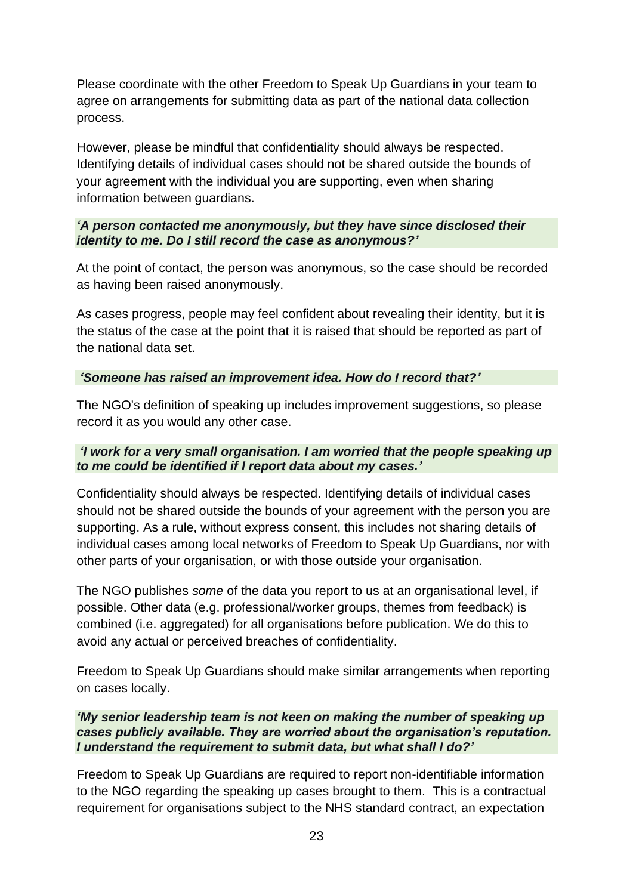Please coordinate with the other Freedom to Speak Up Guardians in your team to agree on arrangements for submitting data as part of the national data collection process.

However, please be mindful that confidentiality should always be respected. Identifying details of individual cases should not be shared outside the bounds of your agreement with the individual you are supporting, even when sharing information between guardians.

***'A person contacted me anonymously, but they have since disclosed their identity to me. Do I still record the case as anonymous?'***

At the point of contact, the person was anonymous, so the case should be recorded as having been raised anonymously.

As cases progress, people may feel confident about revealing their identity, but it is the status of the case at the point that it is raised that should be reported as part of the national data set.

***'Someone has raised an improvement idea. How do I record that?'***

The NGO's definition of speaking up includes improvement suggestions, so please record it as you would any other case.

***'I work for a very small organisation. I am worried that the people speaking up to me could be identified if I report data about my cases.'***

Confidentiality should always be respected. Identifying details of individual cases should not be shared outside the bounds of your agreement with the person you are supporting. As a rule, without express consent, this includes not sharing details of individual cases among local networks of Freedom to Speak Up Guardians, nor with other parts of your organisation, or with those outside your organisation.

The NGO publishes *some* of the data you report to us at an organisational level, if possible. Other data (e.g. professional/worker groups, themes from feedback) is combined (i.e. aggregated) for all organisations before publication. We do this to avoid any actual or perceived breaches of confidentiality.

Freedom to Speak Up Guardians should make similar arrangements when reporting on cases locally.

***'My senior leadership team is not keen on making the number of speaking up cases publicly available. They are worried about the organisation's reputation. I understand the requirement to submit data, but what shall I do?'***

Freedom to Speak Up Guardians are required to report non-identifiable information to the NGO regarding the speaking up cases brought to them. This is a contractual requirement for organisations subject to the NHS standard contract, an expectation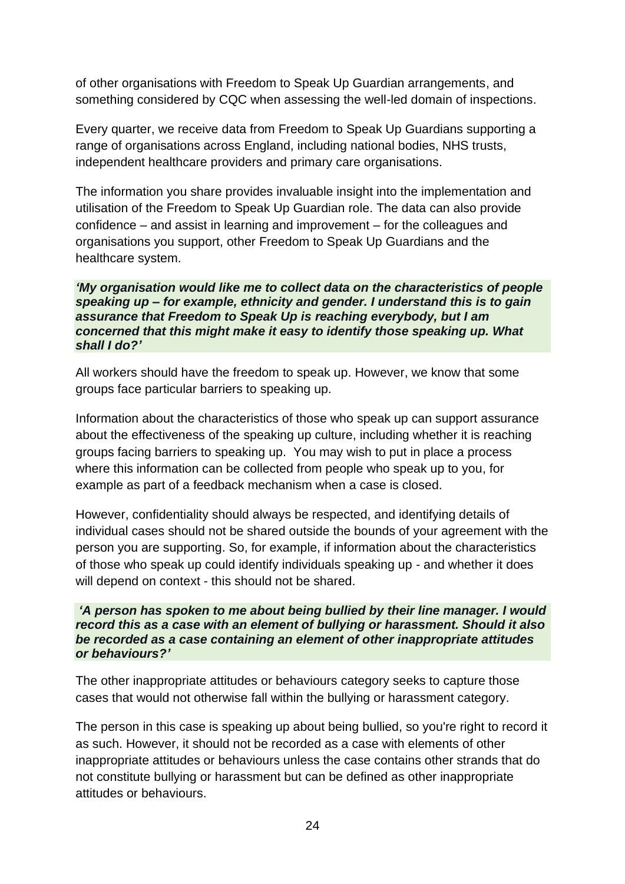of other organisations with Freedom to Speak Up Guardian arrangements, and something considered by CQC when assessing the well-led domain of inspections.

Every quarter, we receive data from Freedom to Speak Up Guardians supporting a range of organisations across England, including national bodies, NHS trusts, independent healthcare providers and primary care organisations.

The information you share provides invaluable insight into the implementation and utilisation of the Freedom to Speak Up Guardian role. The data can also provide confidence – and assist in learning and improvement – for the colleagues and organisations you support, other Freedom to Speak Up Guardians and the healthcare system.

***'My organisation would like me to collect data on the characteristics of people speaking up – for example, ethnicity and gender. I understand this is to gain assurance that Freedom to Speak Up is reaching everybody, but I am concerned that this might make it easy to identify those speaking up. What shall I do?'***

All workers should have the freedom to speak up. However, we know that some groups face particular barriers to speaking up.

Information about the characteristics of those who speak up can support assurance about the effectiveness of the speaking up culture, including whether it is reaching groups facing barriers to speaking up. You may wish to put in place a process where this information can be collected from people who speak up to you, for example as part of a feedback mechanism when a case is closed.

However, confidentiality should always be respected, and identifying details of individual cases should not be shared outside the bounds of your agreement with the person you are supporting. So, for example, if information about the characteristics of those who speak up could identify individuals speaking up - and whether it does will depend on context - this should not be shared.

***'A person has spoken to me about being bullied by their line manager. I would record this as a case with an element of bullying or harassment. Should it also be recorded as a case containing an element of other inappropriate attitudes or behaviours?'***

The other inappropriate attitudes or behaviours category seeks to capture those cases that would not otherwise fall within the bullying or harassment category.

The person in this case is speaking up about being bullied, so you're right to record it as such. However, it should not be recorded as a case with elements of other inappropriate attitudes or behaviours unless the case contains other strands that do not constitute bullying or harassment but can be defined as other inappropriate attitudes or behaviours.